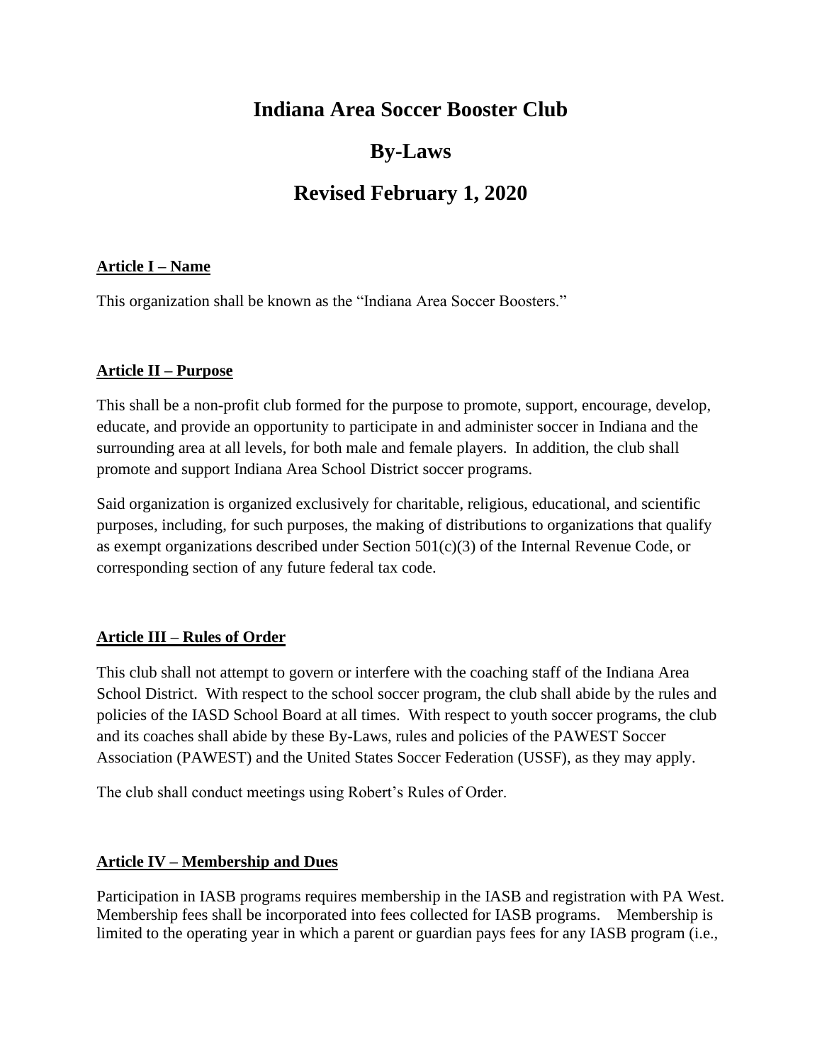# Indiana Area Soccer Booster Club

# By-Laws

# Revised February 1, 2020

## Article I – Name

This organization shall be known as the "Indiana Area Soccer Boosters."

## Article II – Purpose

This shall be a non-profit club formed for the purpose to promote, support, encourage, develop, educate, and provide an opportunity to participate in and administer soccer in Indiana and the surrounding area at all levels, for both male and female players. In addition, the club shall promote and support Indiana Area School District soccer programs.

Said organization is organized exclusively for charitable, religious, educational, and scientific purposes, including, for such purposes, the making of distributions to organizations that qualify as exempt organizations described under Section 501(c)(3) of the Internal Revenue Code, or corresponding section of any future federal tax code.

## Article III – Rules of Order

This club shall not attempt to govern or interfere with the coaching staff of the Indiana Area School District. With respect to the school soccer program, the club shall abide by the rules and policies of the IASD School Board at all times. With respect to youth soccer programs, the club and its coaches shall abide by these By-Laws, rules and policies of the PAWEST Soccer Association (PAWEST) and the United States Soccer Federation (USSF), as they may apply.

The club shall conduct meetings using Robert's Rules of Order.

## Article IV – Membership and Dues

Participation in IASB programs requires membership in the IASB and registration with PA West. Membership fees shall be incorporated into fees collected for IASB programs. Membership is limited to the operating year in which a parent or guardian pays fees for any IASB program (i.e.,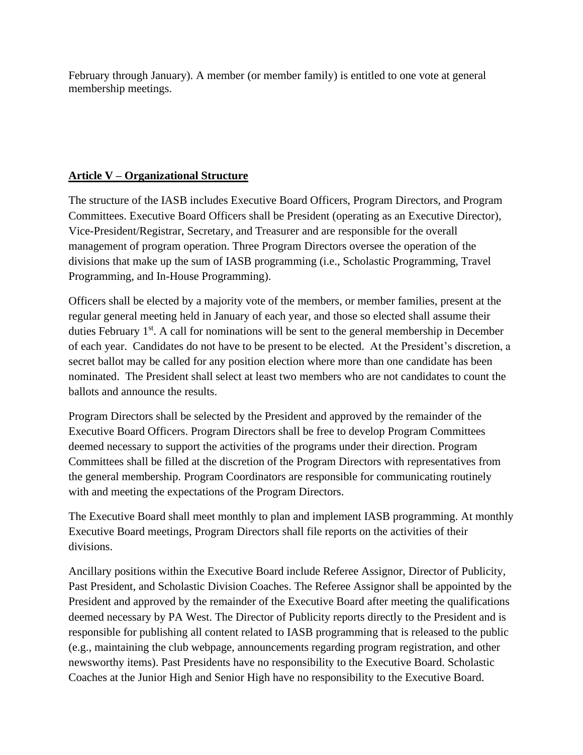February through January). A member (or member family) is entitled to one vote at general membership meetings.

## Article V – Organizational Structure

The structure of the IASB includes Executive Board Officers, Program Directors, and Program Committees. Executive Board Officers shall be President (operating as an Executive Director), Vice-President/Registrar, Secretary, and Treasurer and are responsible for the overall management of program operation. Three Program Directors oversee the operation of the divisions that make up the sum of IASB programming (i.e., Scholastic Programming, Travel Programming, and In-House Programming).

Officers shall be elected by a majority vote of the members, or member families, present at the regular general meeting held in January of each year, and those so elected shall assume their duties February 1st. A call for nominations will be sent to the general membership in December of each year. Candidates do not have to be present to be elected. At the President's discretion, a secret ballot may be called for any position election where more than one candidate has been nominated. The President shall select at least two members who are not candidates to count the ballots and announce the results.

Program Directors shall be selected by the President and approved by the remainder of the Executive Board Officers. Program Directors shall be free to develop Program Committees deemed necessary to support the activities of the programs under their direction. Program Committees shall be filled at the discretion of the Program Directors with representatives from the general membership. Program Coordinators are responsible for communicating routinely with and meeting the expectations of the Program Directors.

The Executive Board shall meet monthly to plan and implement IASB programming. At monthly Executive Board meetings, Program Directors shall file reports on the activities of their divisions.

Ancillary positions within the Executive Board include Referee Assignor, Director of Publicity, Past President, and Scholastic Division Coaches. The Referee Assignor shall be appointed by the President and approved by the remainder of the Executive Board after meeting the qualifications deemed necessary by PA West. The Director of Publicity reports directly to the President and is responsible for publishing all content related to IASB programming that is released to the public (e.g., maintaining the club webpage, announcements regarding program registration, and other newsworthy items). Past Presidents have no responsibility to the Executive Board. Scholastic Coaches at the Junior High and Senior High have no responsibility to the Executive Board.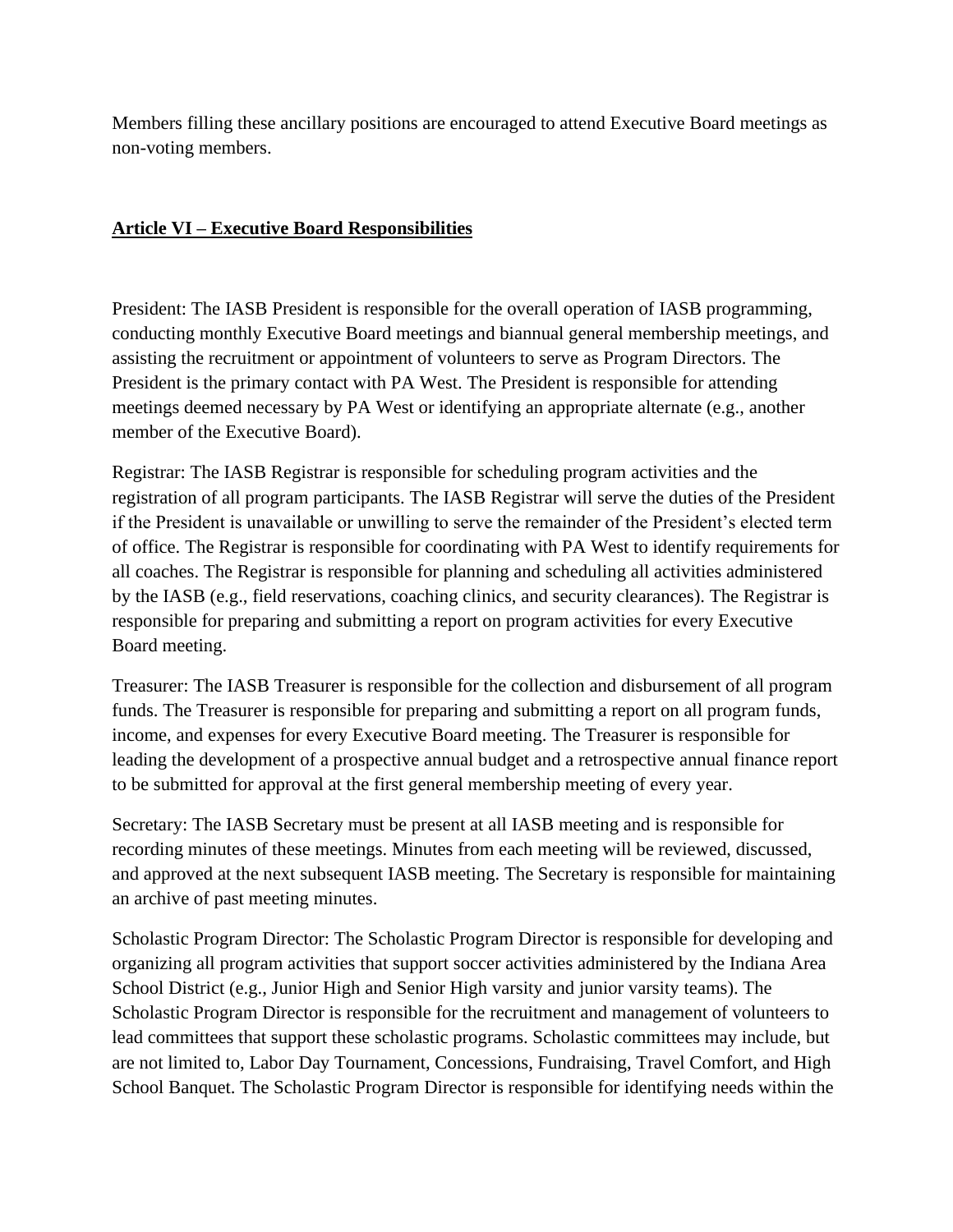Members filling these ancillary positions are encouraged to attend Executive Board meetings as non-voting members.

## Article VI – Executive Board Responsibilities

President: The IASB President is responsible for the overall operation of IASB programming, conducting monthly Executive Board meetings and biannual general membership meetings, and assisting the recruitment or appointment of volunteers to serve as Program Directors. The President is the primary contact with PA West. The President is responsible for attending meetings deemed necessary by PA West or identifying an appropriate alternate (e.g., another member of the Executive Board).

Registrar: The IASB Registrar is responsible for scheduling program activities and the registration of all program participants. The IASB Registrar will serve the duties of the President if the President is unavailable or unwilling to serve the remainder of the President's elected term of office. The Registrar is responsible for coordinating with PA West to identify requirements for all coaches. The Registrar is responsible for planning and scheduling all activities administered by the IASB (e.g., field reservations, coaching clinics, and security clearances). The Registrar is responsible for preparing and submitting a report on program activities for every Executive Board meeting.

Treasurer: The IASB Treasurer is responsible for the collection and disbursement of all program funds. The Treasurer is responsible for preparing and submitting a report on all program funds, income, and expenses for every Executive Board meeting. The Treasurer is responsible for leading the development of a prospective annual budget and a retrospective annual finance report to be submitted for approval at the first general membership meeting of every year.

Secretary: The IASB Secretary must be present at all IASB meeting and is responsible for recording minutes of these meetings. Minutes from each meeting will be reviewed, discussed, and approved at the next subsequent IASB meeting. The Secretary is responsible for maintaining an archive of past meeting minutes.

Scholastic Program Director: The Scholastic Program Director is responsible for developing and organizing all program activities that support soccer activities administered by the Indiana Area School District (e.g., Junior High and Senior High varsity and junior varsity teams). The Scholastic Program Director is responsible for the recruitment and management of volunteers to lead committees that support these scholastic programs. Scholastic committees may include, but are not limited to, Labor Day Tournament, Concessions, Fundraising, Travel Comfort, and High School Banquet. The Scholastic Program Director is responsible for identifying needs within the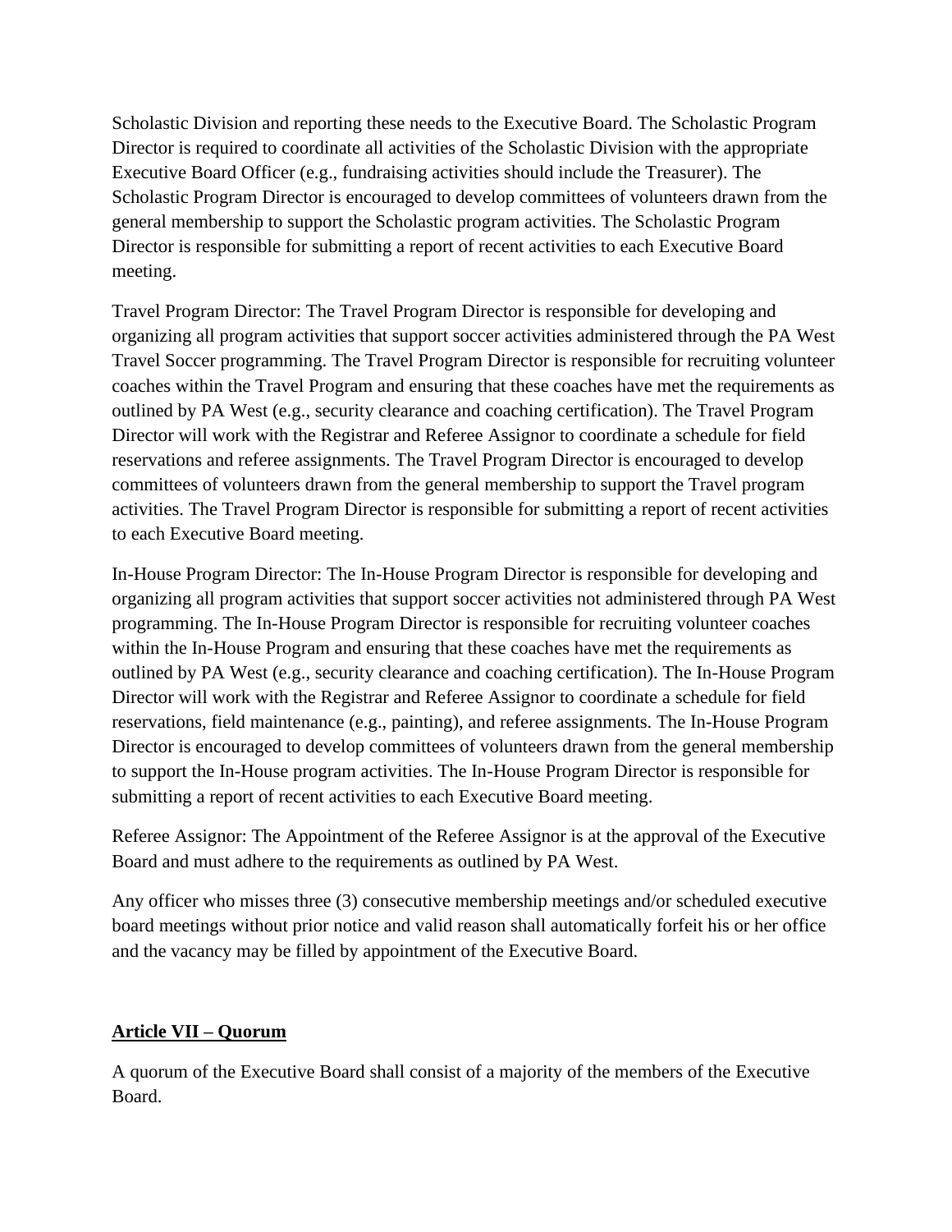Scholastic Division and reporting these needs to the Executive Board. The Scholastic Program Director is required to coordinate all activities of the Scholastic Division with the appropriate Executive Board Officer (e.g., fundraising activities should include the Treasurer). The Scholastic Program Director is encouraged to develop committees of volunteers drawn from the general membership to support the Scholastic program activities. The Scholastic Program Director is responsible for submitting a report of recent activities to each Executive Board meeting.

Travel Program Director: The Travel Program Director is responsible for developing and organizing all program activities that support soccer activities administered through the PA West Travel Soccer programming. The Travel Program Director is responsible for recruiting volunteer coaches within the Travel Program and ensuring that these coaches have met the requirements as outlined by PA West (e.g., security clearance and coaching certification). The Travel Program Director will work with the Registrar and Referee Assignor to coordinate a schedule for field reservations and referee assignments. The Travel Program Director is encouraged to develop committees of volunteers drawn from the general membership to support the Travel program activities. The Travel Program Director is responsible for submitting a report of recent activities to each Executive Board meeting.

In-House Program Director: The In-House Program Director is responsible for developing and organizing all program activities that support soccer activities not administered through PA West programming. The In-House Program Director is responsible for recruiting volunteer coaches within the In-House Program and ensuring that these coaches have met the requirements as outlined by PA West (e.g., security clearance and coaching certification). The In-House Program Director will work with the Registrar and Referee Assignor to coordinate a schedule for field reservations, field maintenance (e.g., painting), and referee assignments. The In-House Program Director is encouraged to develop committees of volunteers drawn from the general membership to support the In-House program activities. The In-House Program Director is responsible for submitting a report of recent activities to each Executive Board meeting.

Referee Assignor: The Appointment of the Referee Assignor is at the approval of the Executive Board and must adhere to the requirements as outlined by PA West.

Any officer who misses three (3) consecutive membership meetings and/or scheduled executive board meetings without prior notice and valid reason shall automatically forfeit his or her office and the vacancy may be filled by appointment of the Executive Board.

## Article VII – Quorum

A quorum of the Executive Board shall consist of a majority of the members of the Executive Board.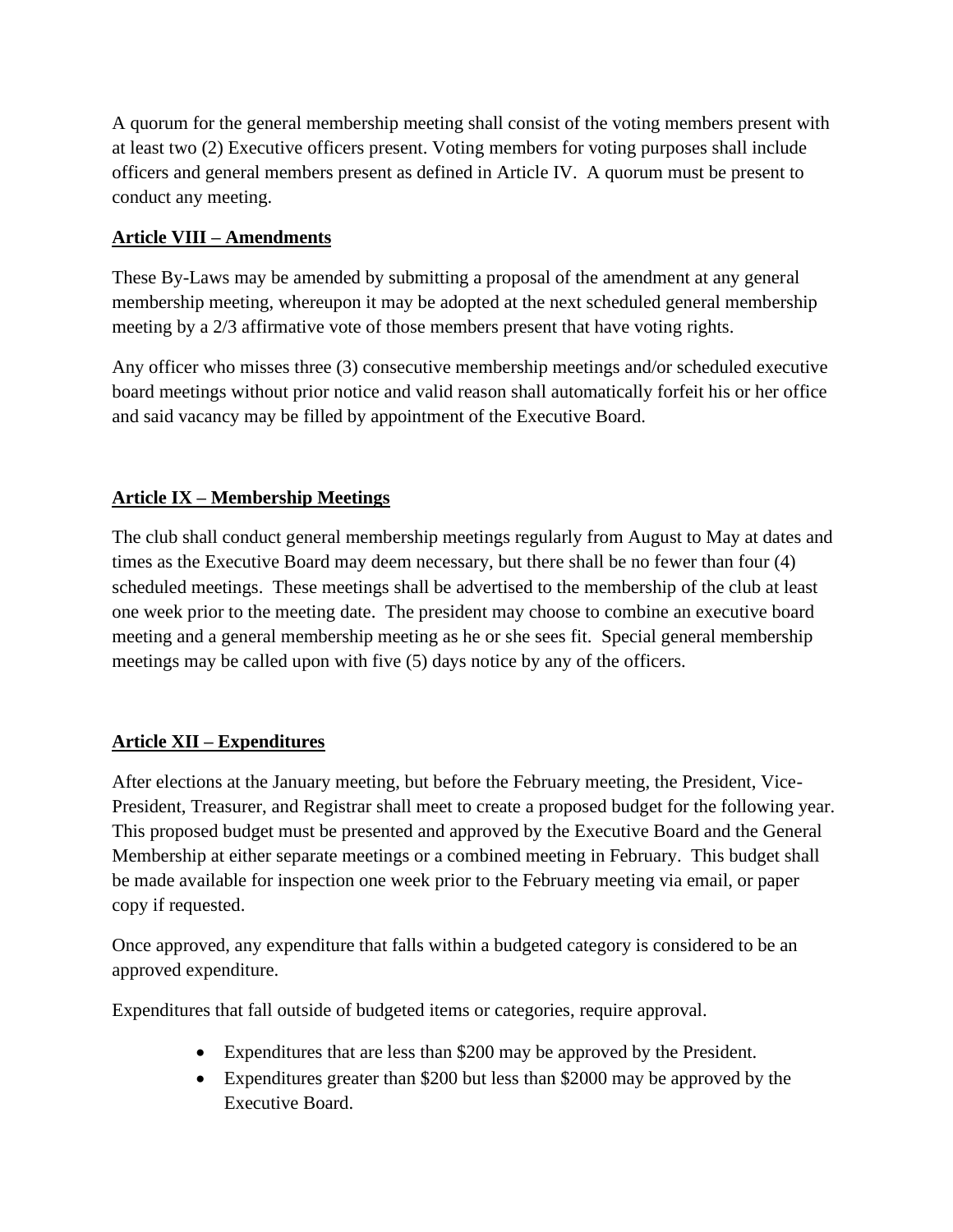A quorum for the general membership meeting shall consist of the voting members present with at least two (2) Executive officers present. Voting members for voting purposes shall include officers and general members present as defined in Article IV. A quorum must be present to conduct any meeting.

## Article VIII – Amendments

These By-Laws may be amended by submitting a proposal of the amendment at any general membership meeting, whereupon it may be adopted at the next scheduled general membership meeting by a 2/3 affirmative vote of those members present that have voting rights.

Any officer who misses three (3) consecutive membership meetings and/or scheduled executive board meetings without prior notice and valid reason shall automatically forfeit his or her office and said vacancy may be filled by appointment of the Executive Board.

## Article IX – Membership Meetings

The club shall conduct general membership meetings regularly from August to May at dates and times as the Executive Board may deem necessary, but there shall be no fewer than four (4) scheduled meetings. These meetings shall be advertised to the membership of the club at least one week prior to the meeting date. The president may choose to combine an executive board meeting and a general membership meeting as he or she sees fit. Special general membership meetings may be called upon with five (5) days notice by any of the officers.

## Article XII – Expenditures

After elections at the January meeting, but before the February meeting, the President, Vice-President, Treasurer, and Registrar shall meet to create a proposed budget for the following year. This proposed budget must be presented and approved by the Executive Board and the General Membership at either separate meetings or a combined meeting in February. This budget shall be made available for inspection one week prior to the February meeting via email, or paper copy if requested.

Once approved, any expenditure that falls within a budgeted category is considered to be an approved expenditure.

Expenditures that fall outside of budgeted items or categories, require approval.

- Expenditures that are less than $200 may be approved by the President.
- Expenditures greater than $200 but less than $2000 may be approved by the Executive Board.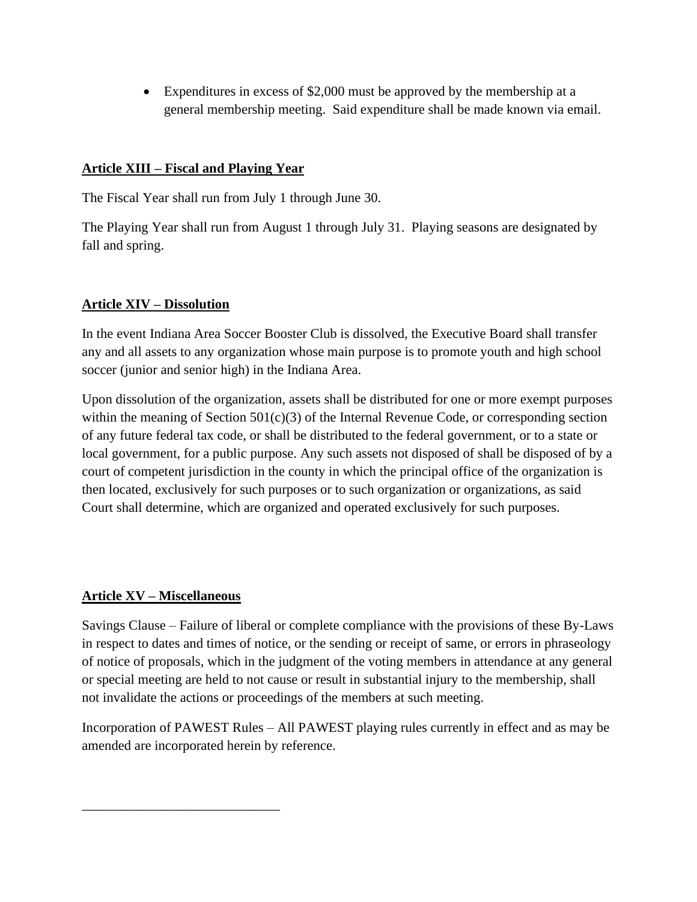- Expenditures in excess of $2,000 must be approved by the membership at a general membership meeting. Said expenditure shall be made known via email.

## Article XIII – Fiscal and Playing Year

The Fiscal Year shall run from July 1 through June 30.

The Playing Year shall run from August 1 through July 31. Playing seasons are designated by fall and spring.

## Article XIV – Dissolution

In the event Indiana Area Soccer Booster Club is dissolved, the Executive Board shall transfer any and all assets to any organization whose main purpose is to promote youth and high school soccer (junior and senior high) in the Indiana Area.

Upon dissolution of the organization, assets shall be distributed for one or more exempt purposes within the meaning of Section 501(c)(3) of the Internal Revenue Code, or corresponding section of any future federal tax code, or shall be distributed to the federal government, or to a state or local government, for a public purpose. Any such assets not disposed of shall be disposed of by a court of competent jurisdiction in the county in which the principal office of the organization is then located, exclusively for such purposes or to such organization or organizations, as said Court shall determine, which are organized and operated exclusively for such purposes.

## Article XV – Miscellaneous

Savings Clause – Failure of liberal or complete compliance with the provisions of these By-Laws in respect to dates and times of notice, or the sending or receipt of same, or errors in phraseology of notice of proposals, which in the judgment of the voting members in attendance at any general or special meeting are held to not cause or result in substantial injury to the membership, shall not invalidate the actions or proceedings of the members at such meeting.

Incorporation of PAWEST Rules – All PAWEST playing rules currently in effect and as may be amended are incorporated herein by reference.

______________________________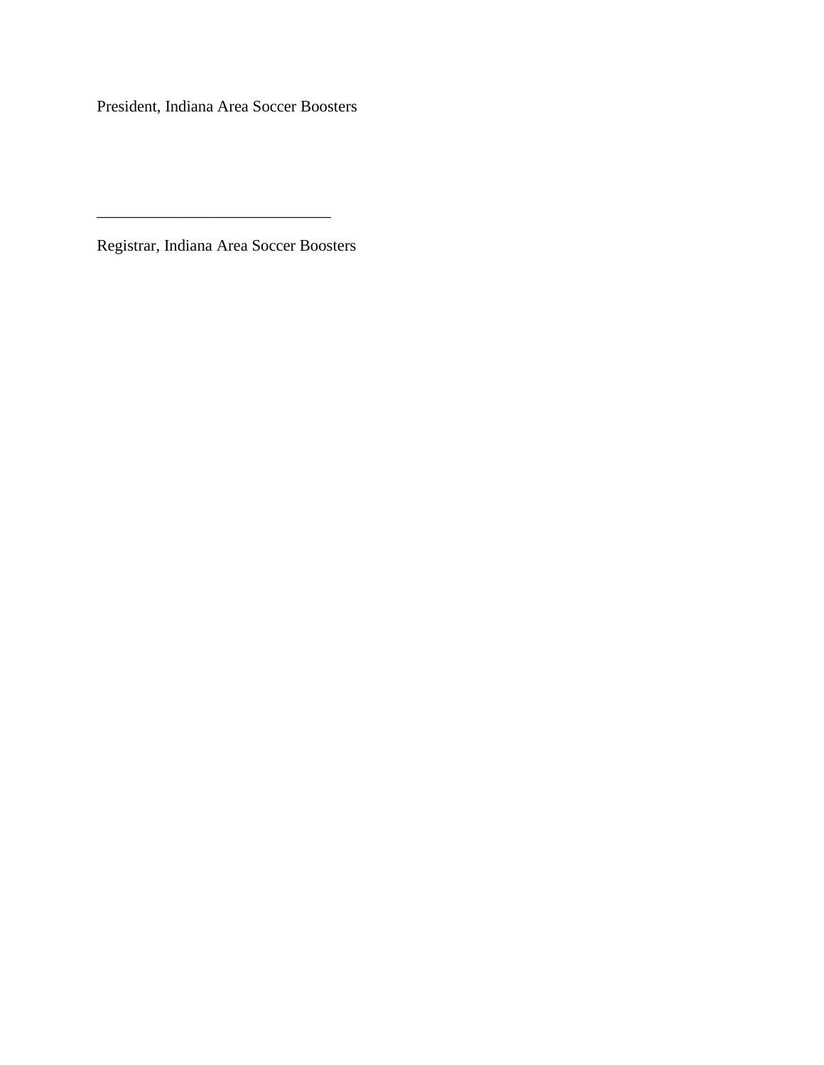President, Indiana Area Soccer Boosters

______________________________

Registrar, Indiana Area Soccer Boosters